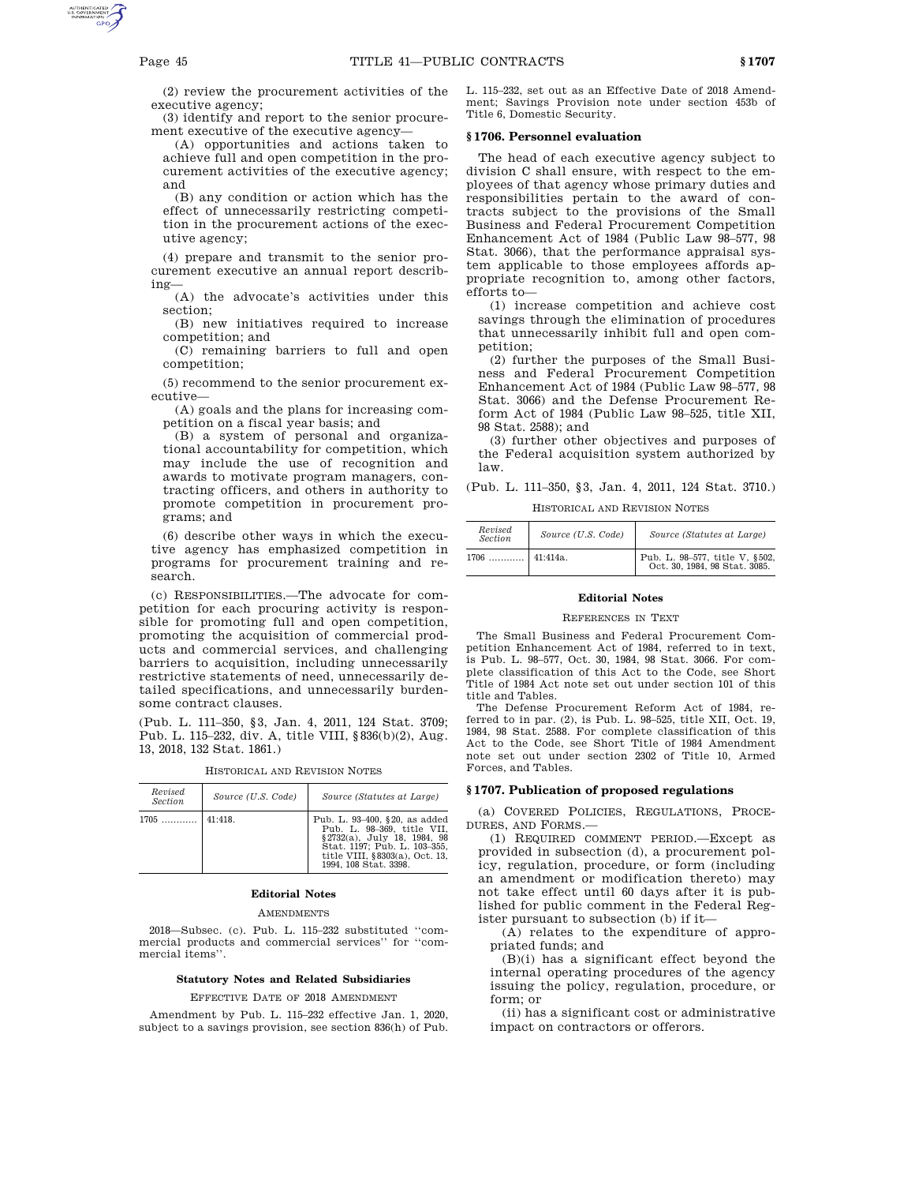(2) review the procurement activities of the executive agency;

(3) identify and report to the senior procurement executive of the executive agency—

(A) opportunities and actions taken to achieve full and open competition in the procurement activities of the executive agency; and

(B) any condition or action which has the effect of unnecessarily restricting competition in the procurement actions of the executive agency;

(4) prepare and transmit to the senior procurement executive an annual report describing—

(A) the advocate's activities under this section;

(B) new initiatives required to increase competition; and

(C) remaining barriers to full and open competition;

(5) recommend to the senior procurement executive—

(A) goals and the plans for increasing competition on a fiscal year basis; and

(B) a system of personal and organizational accountability for competition, which may include the use of recognition and awards to motivate program managers, contracting officers, and others in authority to promote competition in procurement programs; and

(6) describe other ways in which the executive agency has emphasized competition in programs for procurement training and research.

(c) RESPONSIBILITIES.—The advocate for competition for each procuring activity is responsible for promoting full and open competition, promoting the acquisition of commercial products and commercial services, and challenging barriers to acquisition, including unnecessarily restrictive statements of need, unnecessarily detailed specifications, and unnecessarily burdensome contract clauses.

(Pub. L. 111–350, §3, Jan. 4, 2011, 124 Stat. 3709; Pub. L. 115–232, div. A, title VIII, §836(b)(2), Aug. 13, 2018, 132 Stat. 1861.)

HISTORICAL AND REVISION NOTES

| Revised Section | Source (U.S. Code) | Source (Statutes at Large) |
|---|---|---|
| 1705 ............ | 41:418. | Pub. L. 93–400, §20, as added Pub. L. 98–369, title VII, §2732(a), July 18, 1984, 98 Stat. 1197; Pub. L. 103–355, title VIII, §8303(a), Oct. 13, 1994, 108 Stat. 3398. |

**Editorial Notes**

AMENDMENTS

2018—Subsec. (c). Pub. L. 115–232 substituted ''commercial products and commercial services'' for ''commercial items''.

**Statutory Notes and Related Subsidiaries**

EFFECTIVE DATE OF 2018 AMENDMENT

Amendment by Pub. L. 115–232 effective Jan. 1, 2020, subject to a savings provision, see section 836(h) of Pub. L. 115–232, set out as an Effective Date of 2018 Amendment; Savings Provision note under section 453b of Title 6, Domestic Security.

### §1706. Personnel evaluation

The head of each executive agency subject to division C shall ensure, with respect to the employees of that agency whose primary duties and responsibilities pertain to the award of contracts subject to the provisions of the Small Business and Federal Procurement Competition Enhancement Act of 1984 (Public Law 98–577, 98 Stat. 3066), that the performance appraisal system applicable to those employees affords appropriate recognition to, among other factors, efforts to—

(1) increase competition and achieve cost savings through the elimination of procedures that unnecessarily inhibit full and open competition;

(2) further the purposes of the Small Business and Federal Procurement Competition Enhancement Act of 1984 (Public Law 98–577, 98 Stat. 3066) and the Defense Procurement Reform Act of 1984 (Public Law 98–525, title XII, 98 Stat. 2588); and

(3) further other objectives and purposes of the Federal acquisition system authorized by law.

(Pub. L. 111–350, §3, Jan. 4, 2011, 124 Stat. 3710.)

HISTORICAL AND REVISION NOTES

| Revised Section | Source (U.S. Code) | Source (Statutes at Large) |
|---|---|---|
| 1706 ............ | 41:414a. | Pub. L. 98–577, title V, §502, Oct. 30, 1984, 98 Stat. 3085. |

**Editorial Notes**

REFERENCES IN TEXT

The Small Business and Federal Procurement Competition Enhancement Act of 1984, referred to in text, is Pub. L. 98–577, Oct. 30, 1984, 98 Stat. 3066. For complete classification of this Act to the Code, see Short Title of 1984 Act note set out under section 101 of this title and Tables.

The Defense Procurement Reform Act of 1984, referred to in par. (2), is Pub. L. 98–525, title XII, Oct. 19, 1984, 98 Stat. 2588. For complete classification of this Act to the Code, see Short Title of 1984 Amendment note set out under section 2302 of Title 10, Armed Forces, and Tables.

### §1707. Publication of proposed regulations

(a) COVERED POLICIES, REGULATIONS, PROCEDURES, AND FORMS.—

(1) REQUIRED COMMENT PERIOD.—Except as provided in subsection (d), a procurement policy, regulation, procedure, or form (including an amendment or modification thereto) may not take effect until 60 days after it is published for public comment in the Federal Register pursuant to subsection (b) if it—

(A) relates to the expenditure of appropriated funds; and

(B)(i) has a significant effect beyond the internal operating procedures of the agency issuing the policy, regulation, procedure, or form; or

(ii) has a significant cost or administrative impact on contractors or offerors.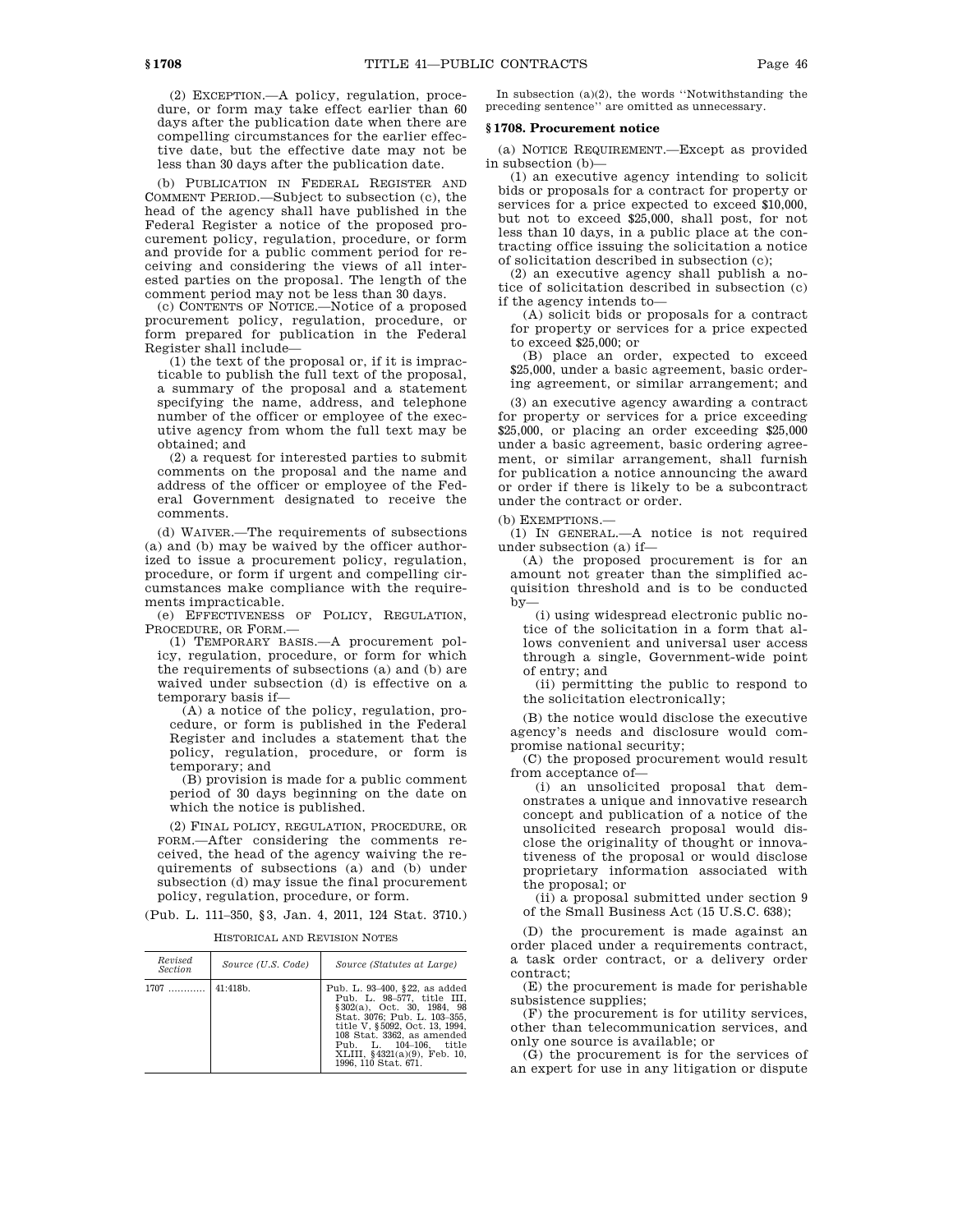(2) EXCEPTION.—A policy, regulation, procedure, or form may take effect earlier than 60 days after the publication date when there are compelling circumstances for the earlier effective date, but the effective date may not be less than 30 days after the publication date.

(b) PUBLICATION IN FEDERAL REGISTER AND COMMENT PERIOD.—Subject to subsection (c), the head of the agency shall have published in the Federal Register a notice of the proposed procurement policy, regulation, procedure, or form and provide for a public comment period for receiving and considering the views of all interested parties on the proposal. The length of the comment period may not be less than 30 days.

(c) CONTENTS OF NOTICE.—Notice of a proposed procurement policy, regulation, procedure, or form prepared for publication in the Federal Register shall include—

(1) the text of the proposal or, if it is impracticable to publish the full text of the proposal, a summary of the proposal and a statement specifying the name, address, and telephone number of the officer or employee of the executive agency from whom the full text may be obtained; and

(2) a request for interested parties to submit comments on the proposal and the name and address of the officer or employee of the Federal Government designated to receive the comments.

(d) WAIVER.—The requirements of subsections (a) and (b) may be waived by the officer authorized to issue a procurement policy, regulation, procedure, or form if urgent and compelling circumstances make compliance with the requirements impracticable.

(e) EFFECTIVENESS OF POLICY, REGULATION, PROCEDURE, OR FORM.—

(1) TEMPORARY BASIS.—A procurement policy, regulation, procedure, or form for which the requirements of subsections (a) and (b) are waived under subsection (d) is effective on a temporary basis if—

(A) a notice of the policy, regulation, procedure, or form is published in the Federal Register and includes a statement that the policy, regulation, procedure, or form is temporary; and

(B) provision is made for a public comment period of 30 days beginning on the date on which the notice is published.

(2) FINAL POLICY, REGULATION, PROCEDURE, OR FORM.—After considering the comments received, the head of the agency waiving the requirements of subsections (a) and (b) under subsection (d) may issue the final procurement policy, regulation, procedure, or form.

(Pub. L. 111–350, §3, Jan. 4, 2011, 124 Stat. 3710.)

HISTORICAL AND REVISION NOTES

| Revised Section | Source (U.S. Code) | Source (Statutes at Large) |
|---|---|---|
| 1707 ............ | 41:418b. | Pub. L. 93–400, §22, as added Pub. L. 98–577, title III, §302(a), Oct. 30, 1984, 98 Stat. 3076; Pub. L. 103–355, title V, §5092, Oct. 13, 1994, 108 Stat. 3362, as amended Pub. L. 104–106, title XLIII, §4321(a)(9), Feb. 10, 1996, 110 Stat. 671. |

In subsection (a)(2), the words "Notwithstanding the preceding sentence" are omitted as unnecessary.

### §1708. Procurement notice

(a) NOTICE REQUIREMENT.—Except as provided in subsection (b)—

(1) an executive agency intending to solicit bids or proposals for a contract for property or services for a price expected to exceed $10,000, but not to exceed $25,000, shall post, for not less than 10 days, in a public place at the contracting office issuing the solicitation a notice of solicitation described in subsection (c);

(2) an executive agency shall publish a notice of solicitation described in subsection (c) if the agency intends to—

(A) solicit bids or proposals for a contract for property or services for a price expected to exceed $25,000; or

(B) place an order, expected to exceed $25,000, under a basic agreement, basic ordering agreement, or similar arrangement; and

(3) an executive agency awarding a contract for property or services for a price exceeding $25,000, or placing an order exceeding $25,000 under a basic agreement, basic ordering agreement, or similar arrangement, shall furnish for publication a notice announcing the award or order if there is likely to be a subcontract under the contract or order.

(b) EXEMPTIONS.—

(1) IN GENERAL.—A notice is not required under subsection (a) if—

(A) the proposed procurement is for an amount not greater than the simplified acquisition threshold and is to be conducted by—

(i) using widespread electronic public notice of the solicitation in a form that allows convenient and universal user access through a single, Government-wide point of entry; and

(ii) permitting the public to respond to the solicitation electronically;

(B) the notice would disclose the executive agency's needs and disclosure would compromise national security;

(C) the proposed procurement would result from acceptance of—

(i) an unsolicited proposal that demonstrates a unique and innovative research concept and publication of a notice of the unsolicited research proposal would disclose the originality of thought or innovativeness of the proposal or would disclose proprietary information associated with the proposal; or

(ii) a proposal submitted under section 9 of the Small Business Act (15 U.S.C. 638);

(D) the procurement is made against an order placed under a requirements contract, a task order contract, or a delivery order contract;

(E) the procurement is made for perishable subsistence supplies;

(F) the procurement is for utility services, other than telecommunication services, and only one source is available; or

(G) the procurement is for the services of an expert for use in any litigation or dispute